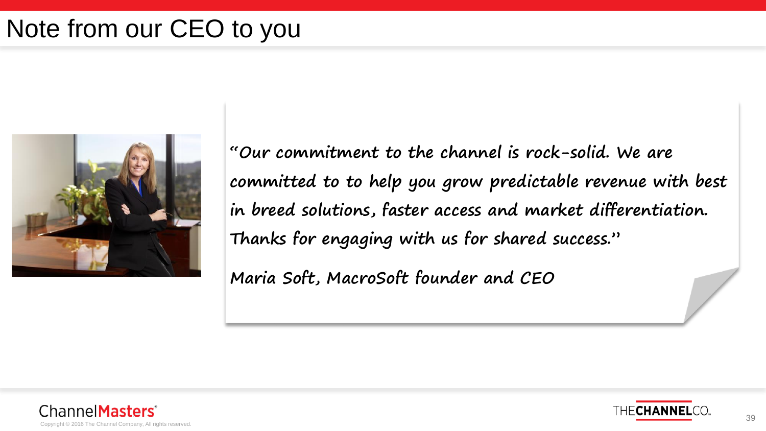# Note from our CEO to you

"Our commitment to the channel is rock-solid. We are committed to to help you grow predictable revenue with best in breed solutions, faster access and market differentiation. Thanks for engaging with us for shared success."

Maria Soft, MacroSoft founder and CEO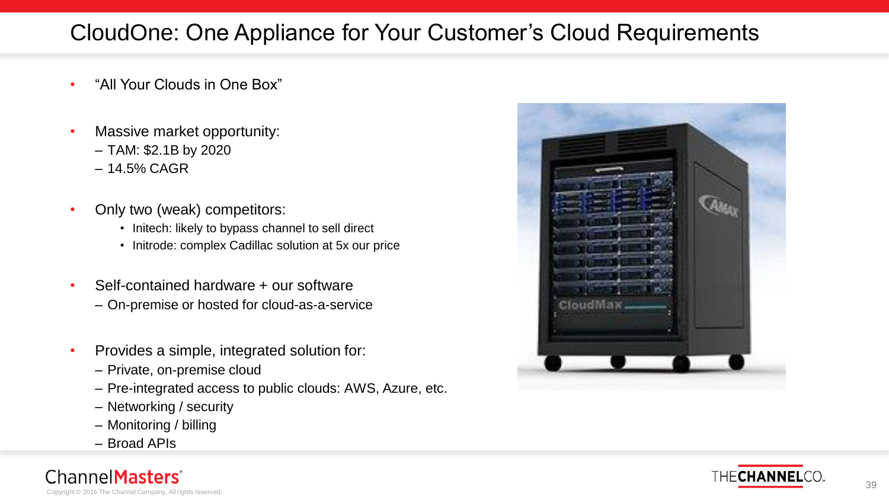# CloudOne: One Appliance for Your Customer's Cloud Requirements

- "All Your Clouds in One Box"
- Massive market opportunity:
  - TAM: $2.1B by 2020
  - 14.5% CAGR
- Only two (weak) competitors:
  - Initech: likely to bypass channel to sell direct
  - Initrode: complex Cadillac solution at 5x our price
- Self-contained hardware + our software
  - On-premise or hosted for cloud-as-a-service
- Provides a simple, integrated solution for:
  - Private, on-premise cloud
  - Pre-integrated access to public clouds: AWS, Azure, etc.
  - Networking / security
  - Monitoring / billing
  - Broad APIs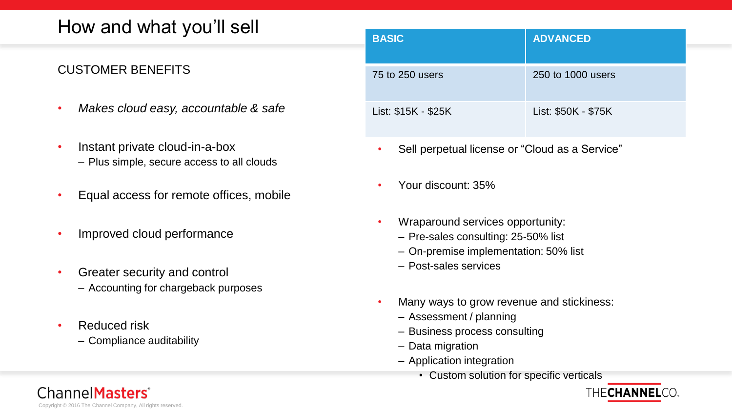# How and what you'll sell

## CUSTOMER BENEFITS

- *Makes cloud easy, accountable & safe*
- Instant private cloud-in-a-box
  - Plus simple, secure access to all clouds
- Equal access for remote offices, mobile
- Improved cloud performance
- Greater security and control
  - Accounting for chargeback purposes
- Reduced risk
  - Compliance auditability

| BASIC | ADVANCED |
| --- | --- |
| 75 to 250 users | 250 to 1000 users |
| List: $15K - $25K | List: $50K - $75K |

- Sell perpetual license or "Cloud as a Service"
- Your discount: 35%
- Wraparound services opportunity:
  - Pre-sales consulting: 25-50% list
  - On-premise implementation: 50% list
  - Post-sales services
- Many ways to grow revenue and stickiness:
  - Assessment / planning
  - Business process consulting
  - Data migration
  - Application integration
    - Custom solution for specific verticals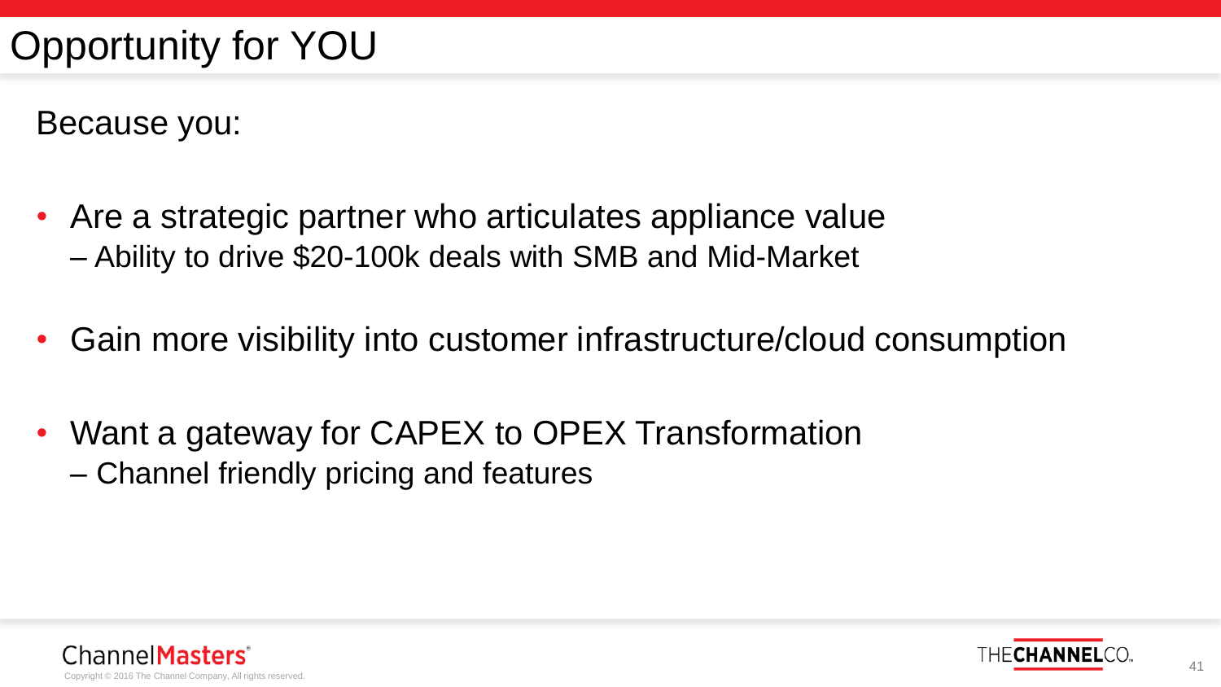# Opportunity for YOU

Because you:

- Are a strategic partner who articulates appliance value
  - Ability to drive $20-100k deals with SMB and Mid-Market
- Gain more visibility into customer infrastructure/cloud consumption
- Want a gateway for CAPEX to OPEX Transformation
  - Channel friendly pricing and features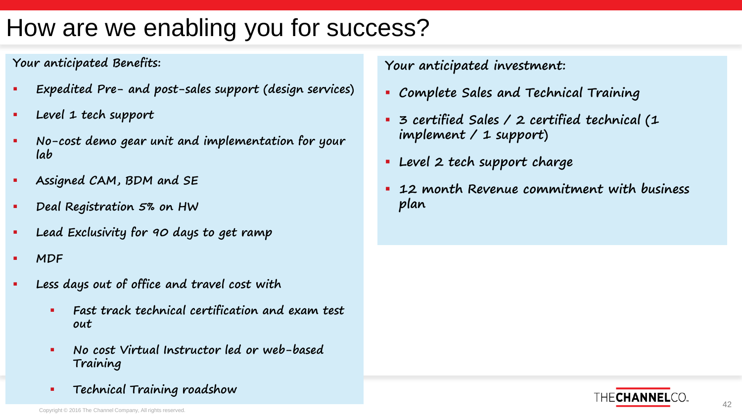# How are we enabling you for success?

**Your anticipated Benefits:**

- Expedited Pre- and post-sales support (design services)
- Level 1 tech support
- No-cost demo gear unit and implementation for your lab
- Assigned CAM, BDM and SE
- Deal Registration 5% on HW
- Lead Exclusivity for 90 days to get ramp
- MDF
- Less days out of office and travel cost with
  - Fast track technical certification and exam test out
  - No cost Virtual Instructor led or web-based Training
  - Technical Training roadshow

**Your anticipated investment:**

- Complete Sales and Technical Training
- 3 certified Sales / 2 certified technical (1 implement / 1 support)
- Level 2 tech support charge
- 12 month Revenue commitment with business plan

Copyright © 2016 The Channel Company, All rights reserved.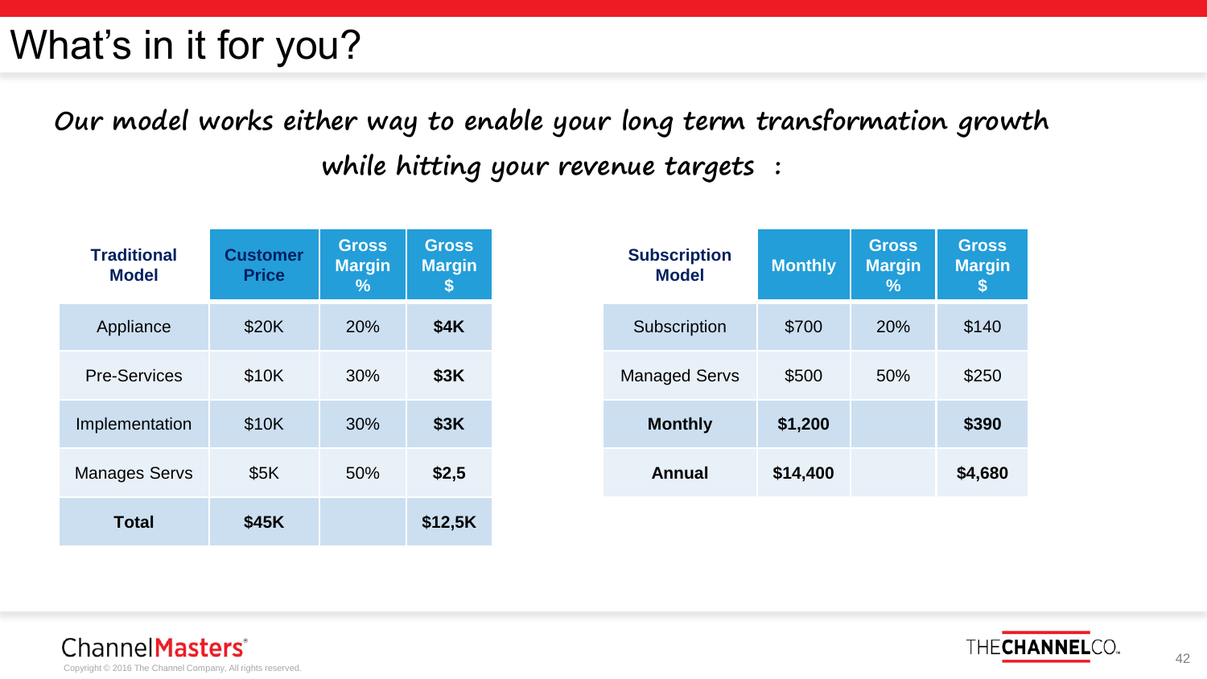# What's in it for you?

*Our model works either way to enable your long term transformation growth while hitting your revenue targets :*

| Traditional Model | Customer Price | Gross Margin % | Gross Margin $ |
|---|---|---|---|
| Appliance | $20K | 20% | **$4K** |
| Pre-Services | $10K | 30% | **$3K** |
| Implementation | $10K | 30% | **$3K** |
| Manages Servs | $5K | 50% | **$2,5** |
| **Total** | **$45K** | | **$12,5K** |

| Subscription Model | Monthly | Gross Margin % | Gross Margin $ |
|---|---|---|---|
| Subscription | $700 | 20% | $140 |
| Managed Servs | $500 | 50% | $250 |
| **Monthly** | **$1,200** | | **$390** |
| **Annual** | **$14,400** | | **$4,680** |

Copyright © 2016 The Channel Company, All rights reserved.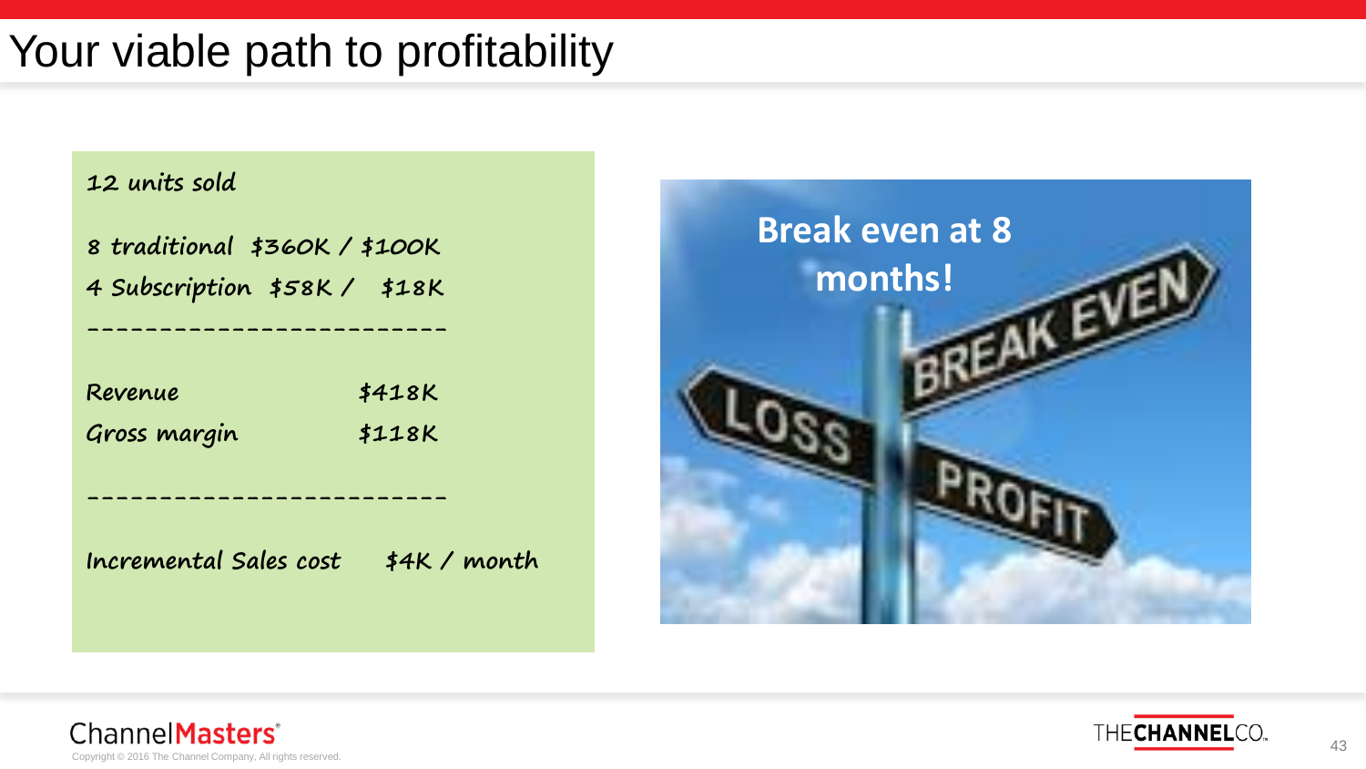# Your viable path to profitability

**12 units sold**

**8 traditional $360K / $100K**

**4 Subscription $58K / $18K**

-------------------------

| | |
|---|---|
| **Revenue** | **$418K** |
| **Gross margin** | **$118K** |

-------------------------

**Incremental Sales cost $4K / month**

**Break even at 8 months!**

BREAK EVEN

LOSS

PROFIT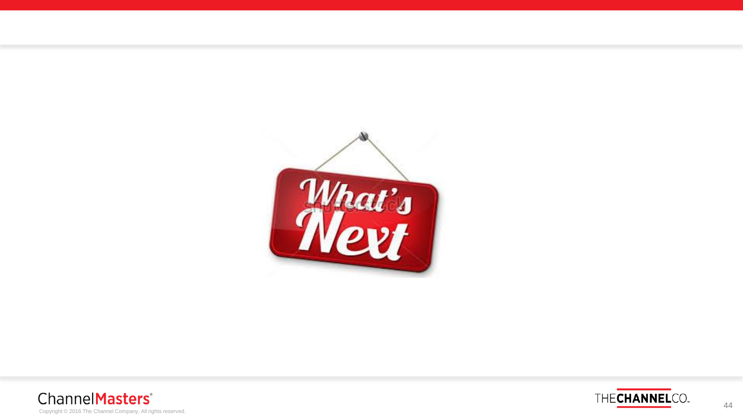What's Next